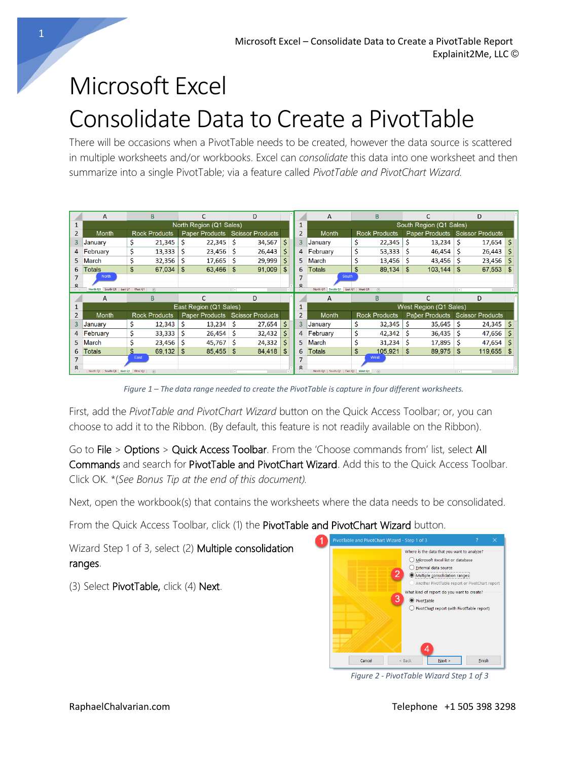# Microsoft Excel

# Consolidate Data to Create a PivotTable

There will be occasions when a PivotTable needs to be created, however the data source is scattered in multiple worksheets and/or workbooks. Excel can *consolidate* this data into one worksheet and then summarize into a single PivotTable; via a feature called *PivotTable and PivotChart Wizard*.

*Figure 1 – The data range needed to create the PivotTable is capture in four different worksheets.*

First, add the *PivotTable and PivotChart Wizard* button on the Quick Access Toolbar; or, you can choose to add it to the Ribbon. (By default, this feature is not readily available on the Ribbon).

Go to File > Options > Quick Access Toolbar. From the 'Choose commands from' list, select All Commands and search for PivotTable and PivotChart Wizard. Add this to the Quick Access Toolbar. Click OK. *(See Bonus Tip at the end of this document).

Next, open the workbook(s) that contains the worksheets where the data needs to be consolidated.

From the Quick Access Toolbar, click (1) the PivotTable and PivotChart Wizard button.

Wizard Step 1 of 3, select (2) Multiple consolidation ranges.

(3) Select PivotTable, click (4) Next.

*Figure 2 - PivotTable Wizard Step 1 of 3*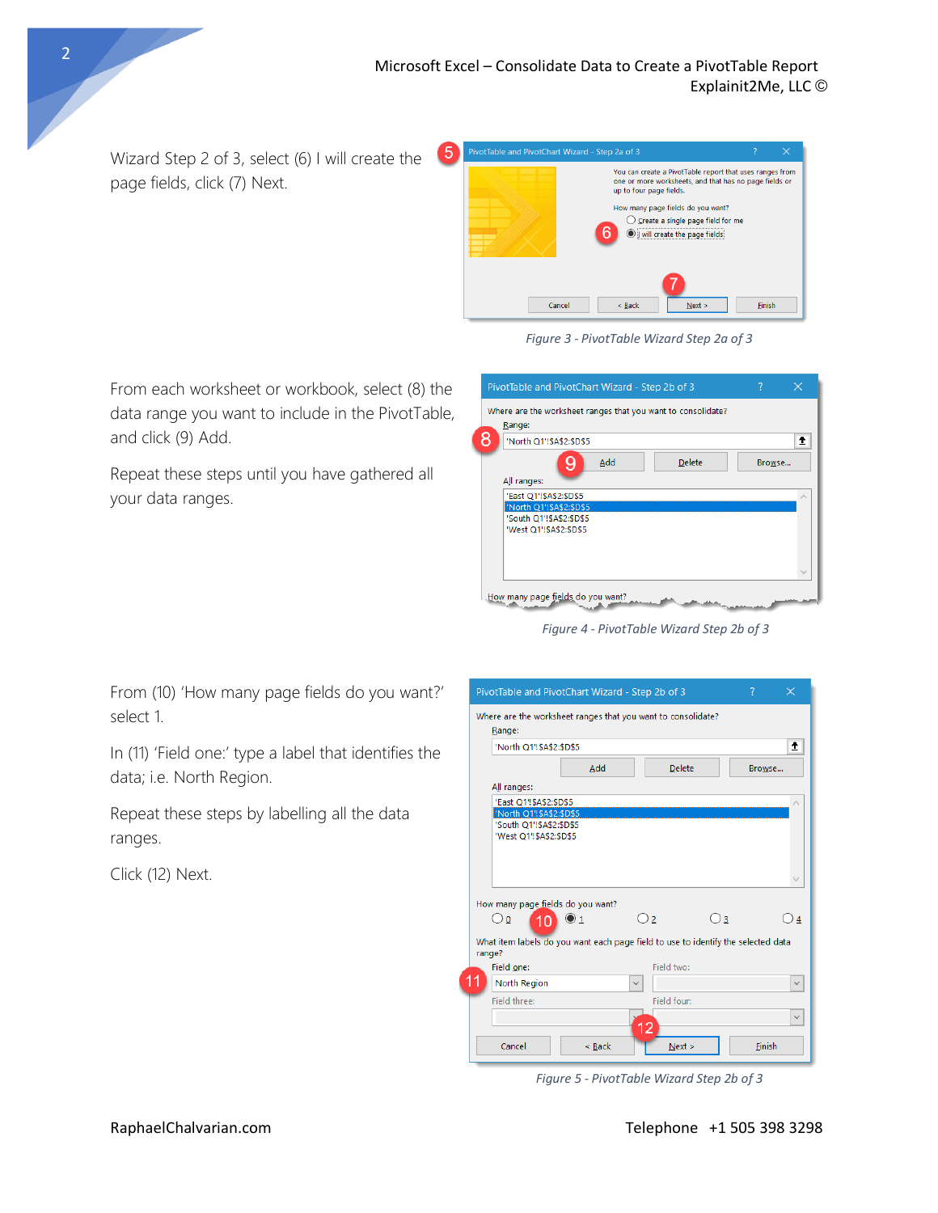Wizard Step 2 of 3, select (6) I will create the page fields, click (7) Next.

*Figure 3 - PivotTable Wizard Step 2a of 3*

From each worksheet or workbook, select (8) the data range you want to include in the PivotTable, and click (9) Add.

Repeat these steps until you have gathered all your data ranges.

*Figure 4 - PivotTable Wizard Step 2b of 3*

From (10) 'How many page fields do you want?' select 1.

In (11) 'Field one:' type a label that identifies the data; i.e. North Region.

Repeat these steps by labelling all the data ranges.

Click (12) Next.

*Figure 5 - PivotTable Wizard Step 2b of 3*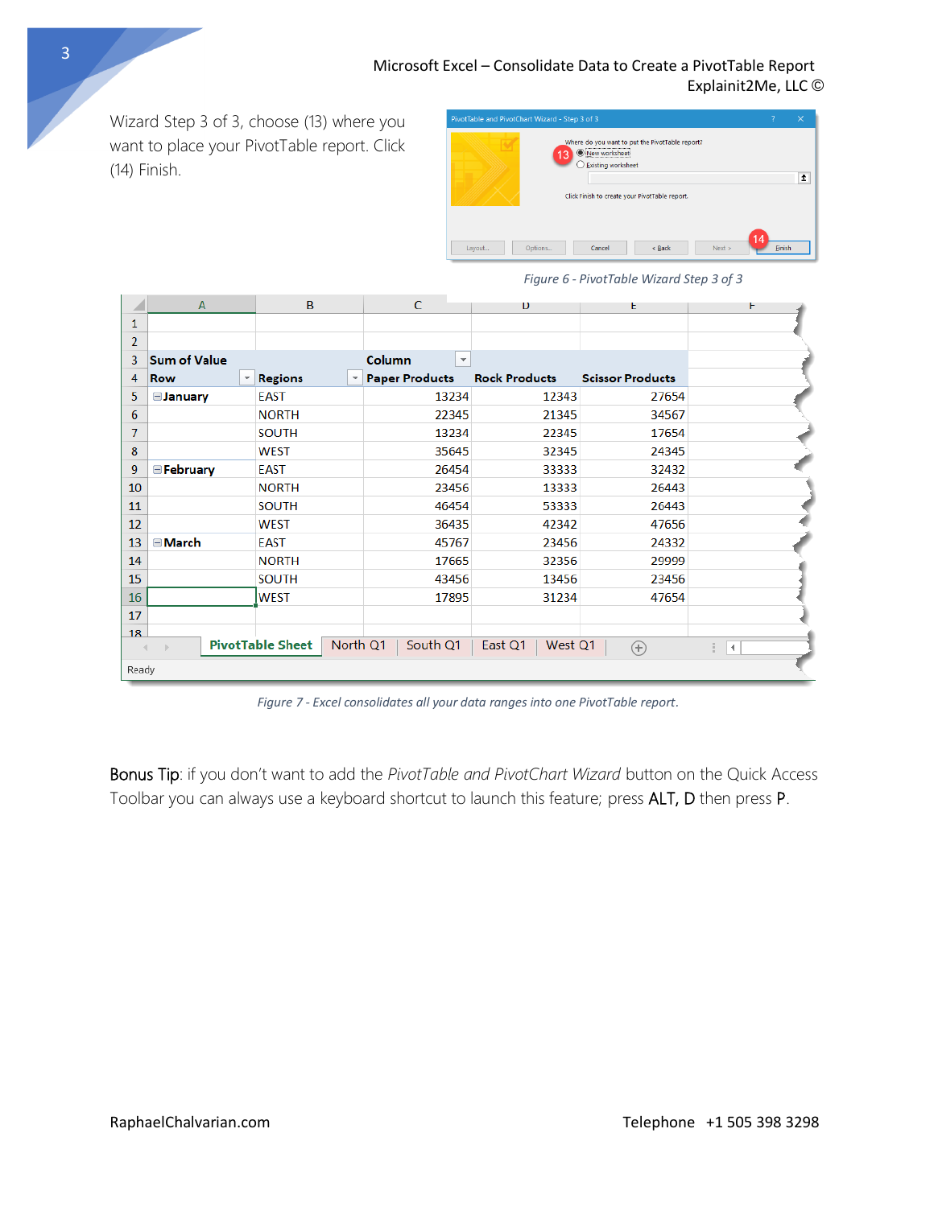Wizard Step 3 of 3, choose (13) where you want to place your PivotTable report. Click (14) Finish.

*Figure 6 - PivotTable Wizard Step 3 of 3*

| Sum of Value | | Column | | |
|---|---|---|---|---|
| Row | Regions | Paper Products | Rock Products | Scissor Products |
| January | EAST | 13234 | 12343 | 27654 |
| | NORTH | 22345 | 21345 | 34567 |
| | SOUTH | 13234 | 22345 | 17654 |
| | WEST | 35645 | 32345 | 24345 |
| February | EAST | 26454 | 33333 | 32432 |
| | NORTH | 23456 | 13333 | 26443 |
| | SOUTH | 46454 | 53333 | 26443 |
| | WEST | 36435 | 42342 | 47656 |
| March | EAST | 45767 | 23456 | 24332 |
| | NORTH | 17665 | 32356 | 29999 |
| | SOUTH | 43456 | 13456 | 23456 |
| | WEST | 17895 | 31234 | 47654 |

*Figure 7 - Excel consolidates all your data ranges into one PivotTable report.*

Bonus Tip: if you don't want to add the *PivotTable and PivotChart Wizard* button on the Quick Access Toolbar you can always use a keyboard shortcut to launch this feature; press ALT, D then press P.